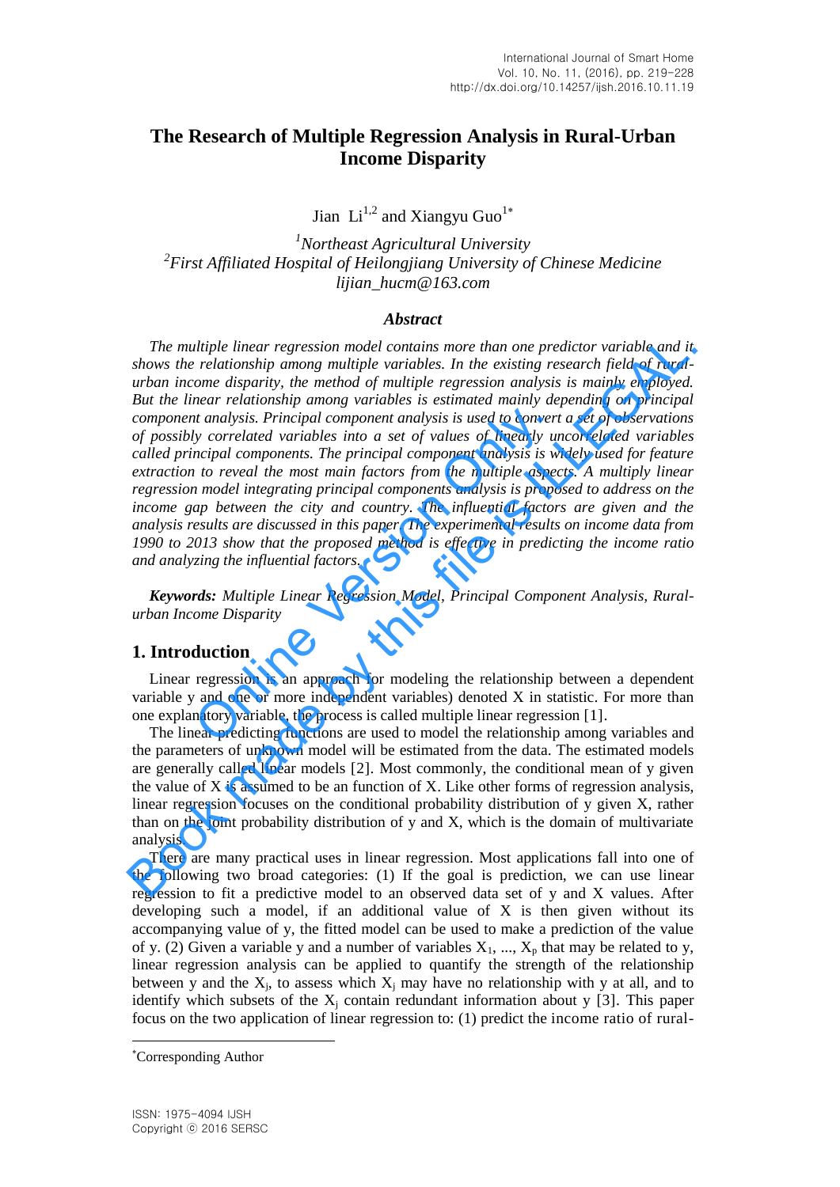# The Research of Multiple Regression Analysis in Rural-Urban Income Disparity

Jian Li[1,2] and Xiangyu Guo[1*]

[1]*Northeast Agricultural University*
[2]*First Affiliated Hospital of Heilongjiang University of Chinese Medicine*
*lijian_hucm@163.com*

## Abstract

*The multiple linear regression model contains more than one predictor variable and it shows the relationship among multiple variables. In the existing research field of rural-urban income disparity, the method of multiple regression analysis is mainly employed. But the linear relationship among variables is estimated mainly depending on principal component analysis. Principal component analysis is used to convert a set of observations of possibly correlated variables into a set of values of linearly uncorrelated variables called principal components. The principal component analysis is widely used for feature extraction to reveal the most main factors from the multiple aspects. A multiply linear regression model integrating principal components analysis is proposed to address on the income gap between the city and country. The influential factors are given and the analysis results are discussed in this paper. The experimental results on income data from 1990 to 2013 show that the proposed method is effective in predicting the income ratio and analyzing the influential factors.*

***Keywords:*** *Multiple Linear Regression Model, Principal Component Analysis, Rural-urban Income Disparity*

## 1. Introduction

Linear regression is an approach for modeling the relationship between a dependent variable y and one or more independent variables) denoted X in statistic. For more than one explanatory variable, the process is called multiple linear regression [1].

The linear predicting functions are used to model the relationship among variables and the parameters of unknown model will be estimated from the data. The estimated models are generally called linear models [2]. Most commonly, the conditional mean of y given the value of X is assumed to be an function of X. Like other forms of regression analysis, linear regression focuses on the conditional probability distribution of y given X, rather than on the joint probability distribution of y and X, which is the domain of multivariate analysis.

There are many practical uses in linear regression. Most applications fall into one of the following two broad categories: (1) If the goal is prediction, we can use linear regression to fit a predictive model to an observed data set of y and X values. After developing such a model, if an additional value of X is then given without its accompanying value of y, the fitted model can be used to make a prediction of the value of y. (2) Given a variable y and a number of variables $X_1$, ..., $X_p$ that may be related to y, linear regression analysis can be applied to quantify the strength of the relationship between y and the $X_j$, to assess which $X_j$ may have no relationship with y at all, and to identify which subsets of the $X_j$ contain redundant information about y [3]. This paper focus on the two application of linear regression to: (1) predict the income ratio of rural-

---

*Corresponding Author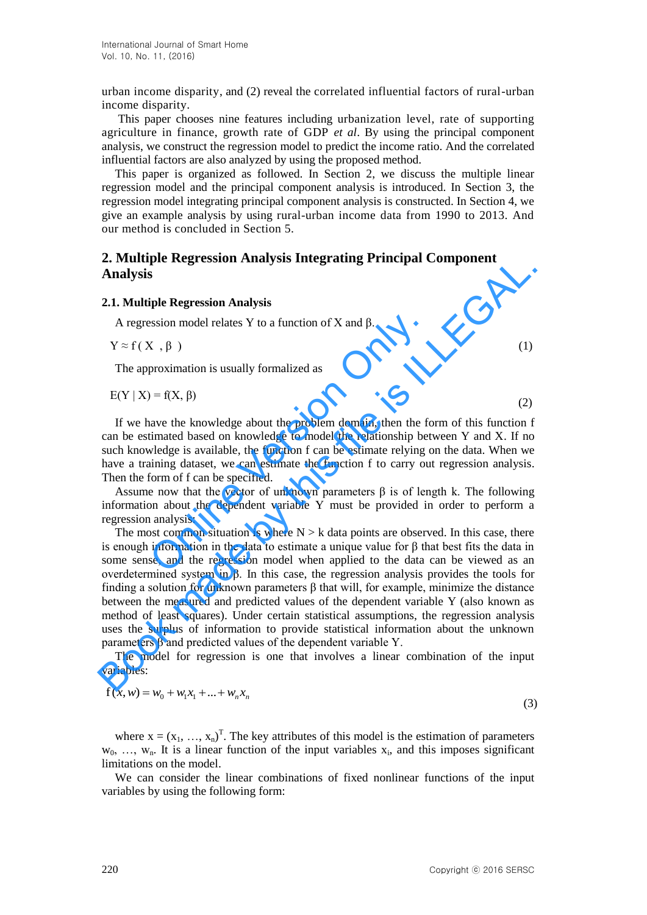urban income disparity, and (2) reveal the correlated influential factors of rural-urban income disparity.

This paper chooses nine features including urbanization level, rate of supporting agriculture in finance, growth rate of GDP *et al*. By using the principal component analysis, we construct the regression model to predict the income ratio. And the correlated influential factors are also analyzed by using the proposed method.

This paper is organized as followed. In Section 2, we discuss the multiple linear regression model and the principal component analysis is introduced. In Section 3, the regression model integrating principal component analysis is constructed. In Section 4, we give an example analysis by using rural-urban income data from 1990 to 2013. And our method is concluded in Section 5.

## 2. Multiple Regression Analysis Integrating Principal Component Analysis

### 2.1. Multiple Regression Analysis

A regression model relates Y to a function of X and β.

$$Y \approx f(X, \beta) \tag{1}$$

The approximation is usually formalized as

$$E(Y \mid X) = f(X, \beta) \tag{2}$$

If we have the knowledge about the problem domain, then the form of this function f can be estimated based on knowledge to model the relationship between Y and X. If no such knowledge is available, the function f can be estimate relying on the data. When we have a training dataset, we can estimate the function f to carry out regression analysis. Then the form of f can be specified.

Assume now that the vector of unknown parameters β is of length k. The following information about the dependent variable Y must be provided in order to perform a regression analysis:

The most common situation is where N > k data points are observed. In this case, there is enough information in the data to estimate a unique value for β that best fits the data in some sense, and the regression model when applied to the data can be viewed as an overdetermined system in β. In this case, the regression analysis provides the tools for finding a solution for unknown parameters β that will, for example, minimize the distance between the measured and predicted values of the dependent variable Y (also known as method of least squares). Under certain statistical assumptions, the regression analysis uses the surplus of information to provide statistical information about the unknown parameters β and predicted values of the dependent variable Y.

The model for regression is one that involves a linear combination of the input variables:

$$f(x, w) = w_0 + w_1 x_1 + \ldots + w_n x_n \tag{3}$$

where $x = (x_1, \ldots, x_n)^T$. The key attributes of this model is the estimation of parameters $w_0, \ldots, w_n$. It is a linear function of the input variables $x_i$, and this imposes significant limitations on the model.

We can consider the linear combinations of fixed nonlinear functions of the input variables by using the following form: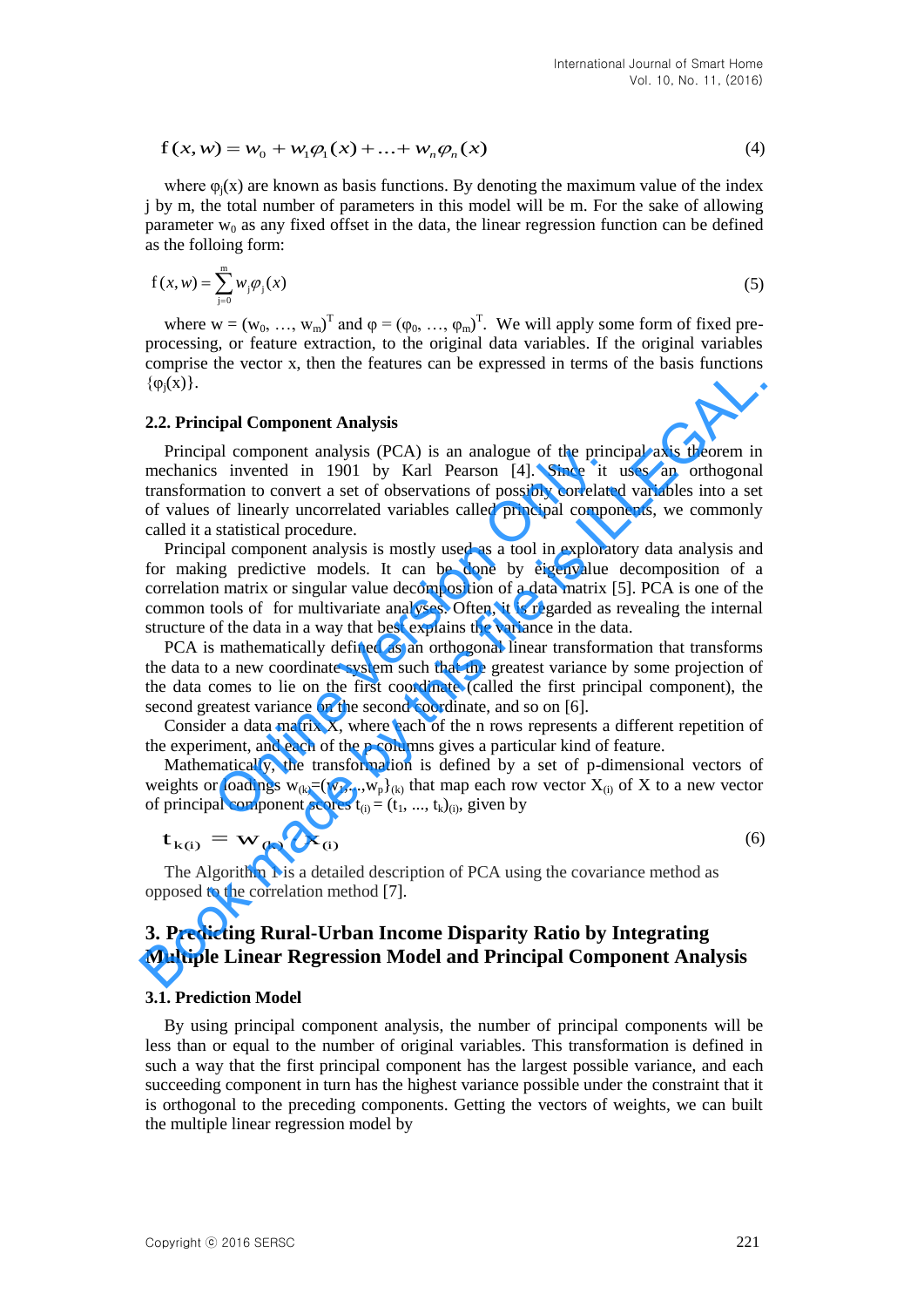$$\mathrm{f}(x, w) = w_0 + w_1\varphi_1(x) + \ldots + w_n\varphi_n(x) \tag{4}$$

where $\varphi_j(x)$ are known as basis functions. By denoting the maximum value of the index j by m, the total number of parameters in this model will be m. For the sake of allowing parameter $w_0$ as any fixed offset in the data, the linear regression function can be defined as the folloing form:

$$\mathrm{f}(x, w) = \sum_{j=0}^{m} w_j \varphi_j(x) \tag{5}$$

where $w = (w_0, \ldots, w_m)^T$ and $\varphi = (\varphi_0, \ldots, \varphi_m)^T$. We will apply some form of fixed pre-processing, or feature extraction, to the original data variables. If the original variables comprise the vector x, then the features can be expressed in terms of the basis functions $\{\varphi_j(x)\}$.

### 2.2. Principal Component Analysis

Principal component analysis (PCA) is an analogue of the principal axis theorem in mechanics invented in 1901 by Karl Pearson [4]. Since it uses an orthogonal transformation to convert a set of observations of possibly correlated variables into a set of values of linearly uncorrelated variables called principal components, we commonly called it a statistical procedure.

Principal component analysis is mostly used as a tool in exploratory data analysis and for making predictive models. It can be done by eigenvalue decomposition of a correlation matrix or singular value decomposition of a data matrix [5]. PCA is one of the common tools of for multivariate analyses. Often, it is regarded as revealing the internal structure of the data in a way that best explains the variance in the data.

PCA is mathematically defined as an orthogonal linear transformation that transforms the data to a new coordinate system such that the greatest variance by some projection of the data comes to lie on the first coordinate (called the first principal component), the second greatest variance on the second coordinate, and so on [6].

Consider a data matrix X, where each of the n rows represents a different repetition of the experiment, and each of the p columns gives a particular kind of feature.

Mathematically, the transformation is defined by a set of p-dimensional vectors of weights or loadings $w_{(k)}=(w_1,\ldots,w_p)_{(k)}$ that map each row vector $X_{(i)}$ of X to a new vector of principal component scores $t_{(i)} = (t_1, \ldots, t_k)_{(i)}$, given by

$$\mathbf{t}_{k(i)} = \mathbf{w}_{(k)} \cdot \mathbf{x}_{(i)} \tag{6}$$

The Algorithm 1 is a detailed description of PCA using the covariance method as opposed to the correlation method [7].

## 3. Predicting Rural-Urban Income Disparity Ratio by Integrating Multiple Linear Regression Model and Principal Component Analysis

### 3.1. Prediction Model

By using principal component analysis, the number of principal components will be less than or equal to the number of original variables. This transformation is defined in such a way that the first principal component has the largest possible variance, and each succeeding component in turn has the highest variance possible under the constraint that it is orthogonal to the preceding components. Getting the vectors of weights, we can built the multiple linear regression model by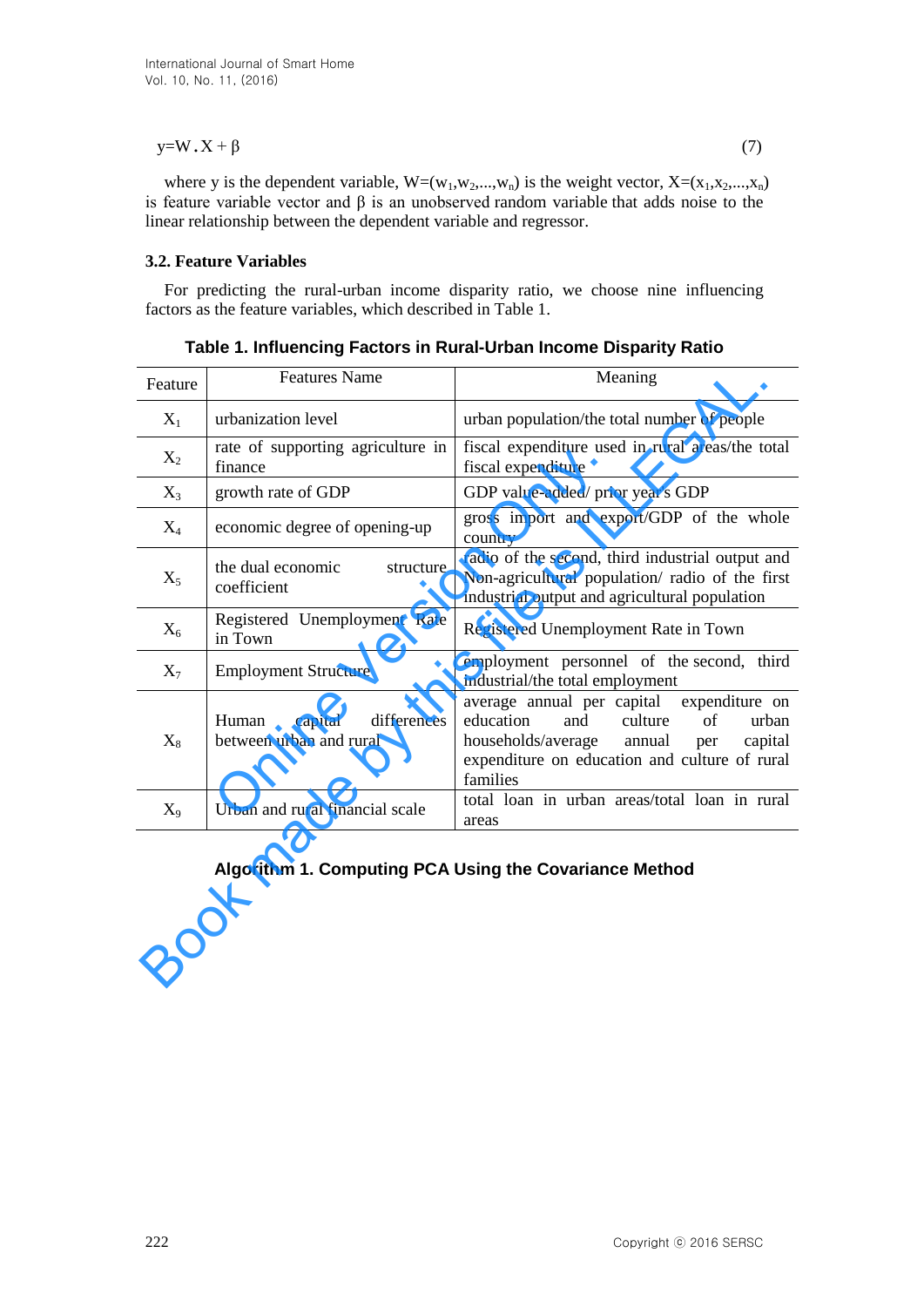$$y = W.X + \beta \tag{7}$$

where y is the dependent variable, $W=(w_1,w_2,...,w_n)$ is the weight vector, $X=(x_1,x_2,...,x_n)$ is feature variable vector and β is an unobserved random variable that adds noise to the linear relationship between the dependent variable and regressor.

### 3.2. Feature Variables

For predicting the rural-urban income disparity ratio, we choose nine influencing factors as the feature variables, which described in Table 1.

**Table 1. Influencing Factors in Rural-Urban Income Disparity Ratio**

| Feature | Features Name | Meaning |
|---|---|---|
| $X_1$ | urbanization level | urban population/the total number of people |
| $X_2$ | rate of supporting agriculture in finance | fiscal expenditure used in rural areas/the total fiscal expenditure |
| $X_3$ | growth rate of GDP | GDP value-added/ prior year's GDP |
| $X_4$ | economic degree of opening-up | gross import and export/GDP of the whole country |
| $X_5$ | the dual economic structure coefficient | radio of the second, third industrial output and Non-agricultural population/ radio of the first industrial output and agricultural population |
| $X_6$ | Registered Unemployment Rate in Town | Registered Unemployment Rate in Town |
| $X_7$ | Employment Structure | employment personnel of the second, third industrial/the total employment |
| $X_8$ | Human capital differences between urban and rural | average annual per capital expenditure on education and culture of urban households/average annual per capital expenditure on education and culture of rural families |
| $X_9$ | Urban and rural financial scale | total loan in urban areas/total loan in rural areas |

**Algorithm 1. Computing PCA Using the Covariance Method**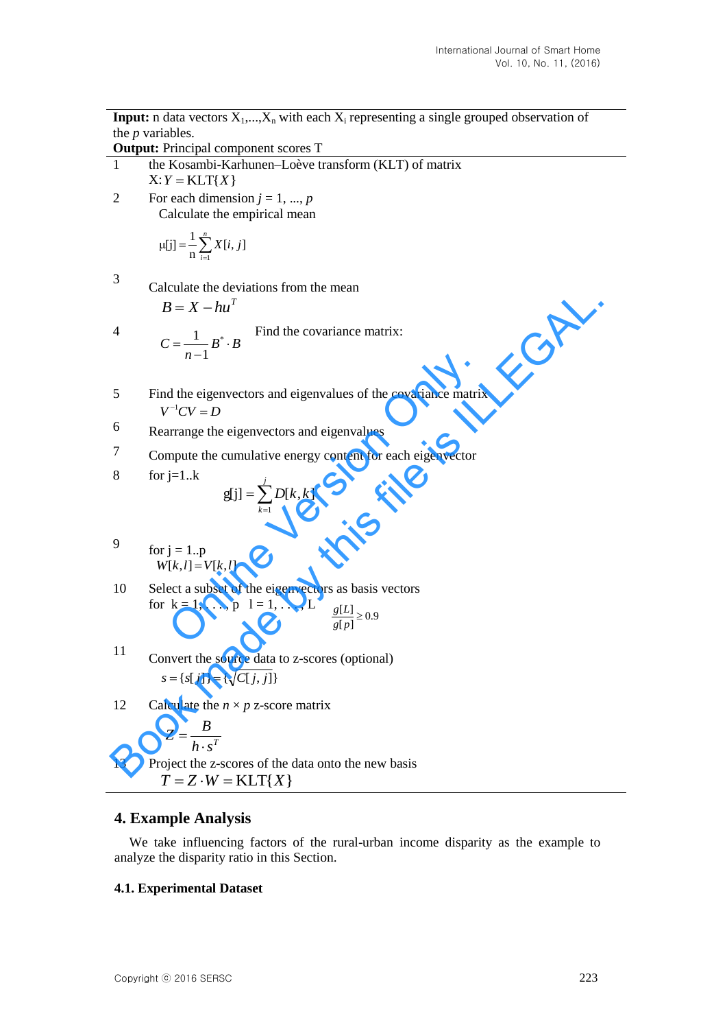**Input:** n data vectors $X_1,...,X_n$ with each $X_i$ representing a single grouped observation of the *p* variables.
**Output:** Principal component scores T

1. the Kosambi-Karhunen–Loève transform (KLT) of matrix X: $Y = \text{KLT}\{X\}$
2. For each dimension $j = 1, ..., p$
   Calculate the empirical mean
   $$\mu[j] = \frac{1}{n}\sum_{i=1}^{n} X[i, j]$$
3. Calculate the deviations from the mean
   $$B = X - hu^T$$
4. Find the covariance matrix:
   $$C = \frac{1}{n-1} B^* \cdot B$$
5. Find the eigenvectors and eigenvalues of the covariance matrix
   $$V^{-1}CV = D$$
6. Rearrange the eigenvectors and eigenvalues
7. Compute the cumulative energy content for each eigenvector
8. for j=1..k
   $$g[j] = \sum_{k=1}^{j} D[k, k]$$
9. for j = 1..p
   $$W[k,l] = V[k,l]$$
10. Select a subset of the eigenvectors as basis vectors
    for k = 1, . . . , p  l = 1, . . . , L  $\frac{g[L]}{g[p]} \geq 0.9$
11. Convert the source data to z-scores (optional)
    $$s = \{s[j]\} = \{\sqrt{C[j, j]}\}$$
12. Calculate the $n \times p$ z-score matrix
    $$Z = \frac{B}{h \cdot s^T}$$
13. Project the z-scores of the data onto the new basis
    $$T = Z \cdot W = \text{KLT}\{X\}$$

## 4. Example Analysis

We take influencing factors of the rural-urban income disparity as the example to analyze the disparity ratio in this Section.

### 4.1. Experimental Dataset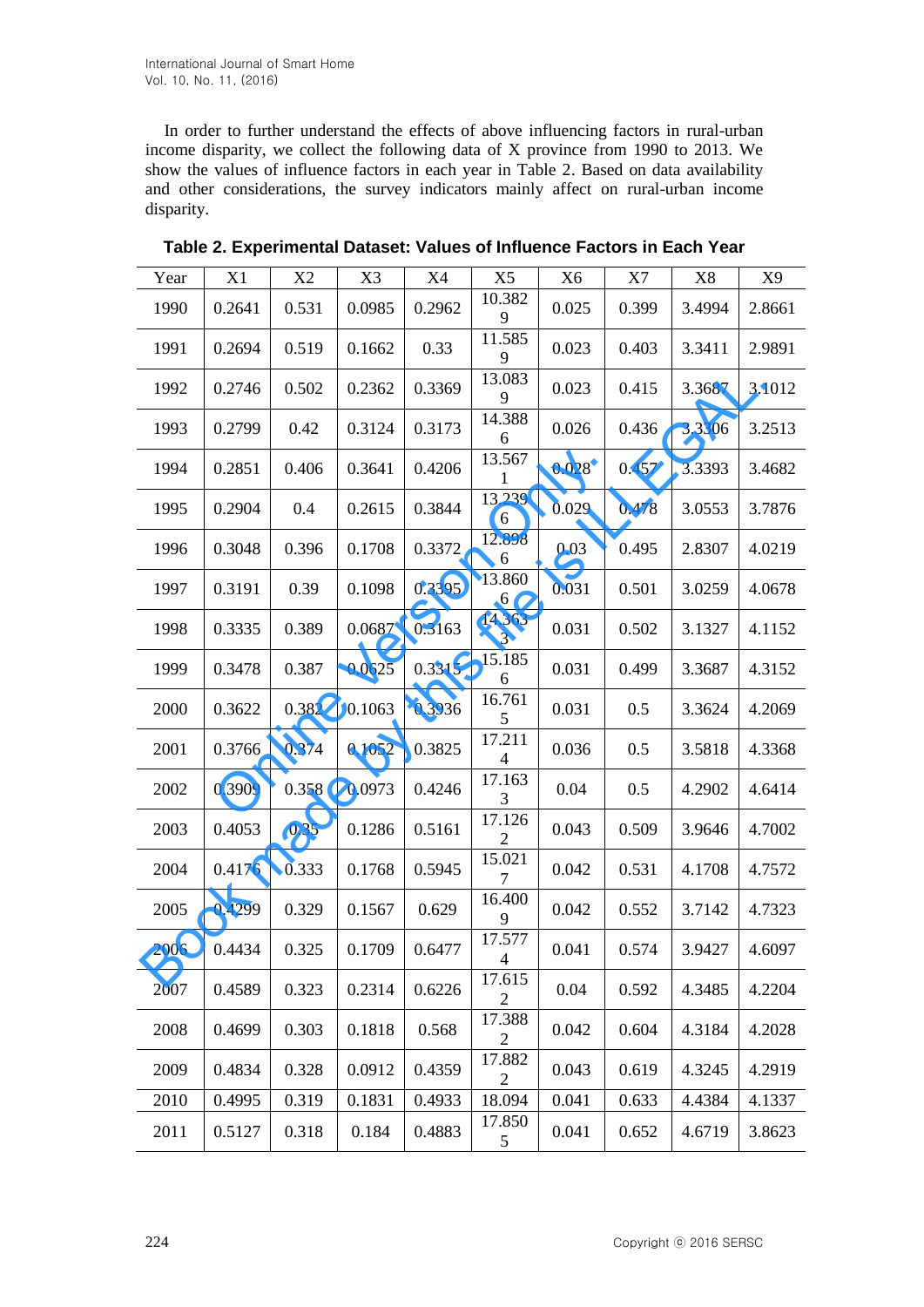In order to further understand the effects of above influencing factors in rural-urban income disparity, we collect the following data of X province from 1990 to 2013. We show the values of influence factors in each year in Table 2. Based on data availability and other considerations, the survey indicators mainly affect on rural-urban income disparity.

**Table 2. Experimental Dataset: Values of Influence Factors in Each Year**

| Year | X1 | X2 | X3 | X4 | X5 | X6 | X7 | X8 | X9 |
|---|---|---|---|---|---|---|---|---|---|
| 1990 | 0.2641 | 0.531 | 0.0985 | 0.2962 | 10.3829 | 0.025 | 0.399 | 3.4994 | 2.8661 |
| 1991 | 0.2694 | 0.519 | 0.1662 | 0.33 | 11.5859 | 0.023 | 0.403 | 3.3411 | 2.9891 |
| 1992 | 0.2746 | 0.502 | 0.2362 | 0.3369 | 13.0839 | 0.023 | 0.415 | 3.3687 | 3.1012 |
| 1993 | 0.2799 | 0.42 | 0.3124 | 0.3173 | 14.3886 | 0.026 | 0.436 | 3.3306 | 3.2513 |
| 1994 | 0.2851 | 0.406 | 0.3641 | 0.4206 | 13.5671 | 0.028 | 0.457 | 3.3393 | 3.4682 |
| 1995 | 0.2904 | 0.4 | 0.2615 | 0.3844 | 13.2396 | 0.029 | 0.478 | 3.0553 | 3.7876 |
| 1996 | 0.3048 | 0.396 | 0.1708 | 0.3372 | 12.8986 | 0.03 | 0.495 | 2.8307 | 4.0219 |
| 1997 | 0.3191 | 0.39 | 0.1098 | 0.3395 | 13.8606 | 0.031 | 0.501 | 3.0259 | 4.0678 |
| 1998 | 0.3335 | 0.389 | 0.0687 | 0.3163 | 14.3633 | 0.031 | 0.502 | 3.1327 | 4.1152 |
| 1999 | 0.3478 | 0.387 | 0.0625 | 0.3315 | 15.1856 | 0.031 | 0.499 | 3.3687 | 4.3152 |
| 2000 | 0.3622 | 0.382 | 0.1063 | 0.3936 | 16.7615 | 0.031 | 0.5 | 3.3624 | 4.2069 |
| 2001 | 0.3766 | 0.374 | 0.1052 | 0.3825 | 17.2114 | 0.036 | 0.5 | 3.5818 | 4.3368 |
| 2002 | 0.3909 | 0.358 | 0.0973 | 0.4246 | 17.1633 | 0.04 | 0.5 | 4.2902 | 4.6414 |
| 2003 | 0.4053 | 0.35 | 0.1286 | 0.5161 | 17.1262 | 0.043 | 0.509 | 3.9646 | 4.7002 |
| 2004 | 0.4176 | 0.333 | 0.1768 | 0.5945 | 15.0217 | 0.042 | 0.531 | 4.1708 | 4.7572 |
| 2005 | 0.4299 | 0.329 | 0.1567 | 0.629 | 16.4009 | 0.042 | 0.552 | 3.7142 | 4.7323 |
| 2006 | 0.4434 | 0.325 | 0.1709 | 0.6477 | 17.5774 | 0.041 | 0.574 | 3.9427 | 4.6097 |
| 2007 | 0.4589 | 0.323 | 0.2314 | 0.6226 | 17.6152 | 0.04 | 0.592 | 4.3485 | 4.2204 |
| 2008 | 0.4699 | 0.303 | 0.1818 | 0.568 | 17.3882 | 0.042 | 0.604 | 4.3184 | 4.2028 |
| 2009 | 0.4834 | 0.328 | 0.0912 | 0.4359 | 17.8822 | 0.043 | 0.619 | 4.3245 | 4.2919 |
| 2010 | 0.4995 | 0.319 | 0.1831 | 0.4933 | 18.094 | 0.041 | 0.633 | 4.4384 | 4.1337 |
| 2011 | 0.5127 | 0.318 | 0.184 | 0.4883 | 17.8505 | 0.041 | 0.652 | 4.6719 | 3.8623 |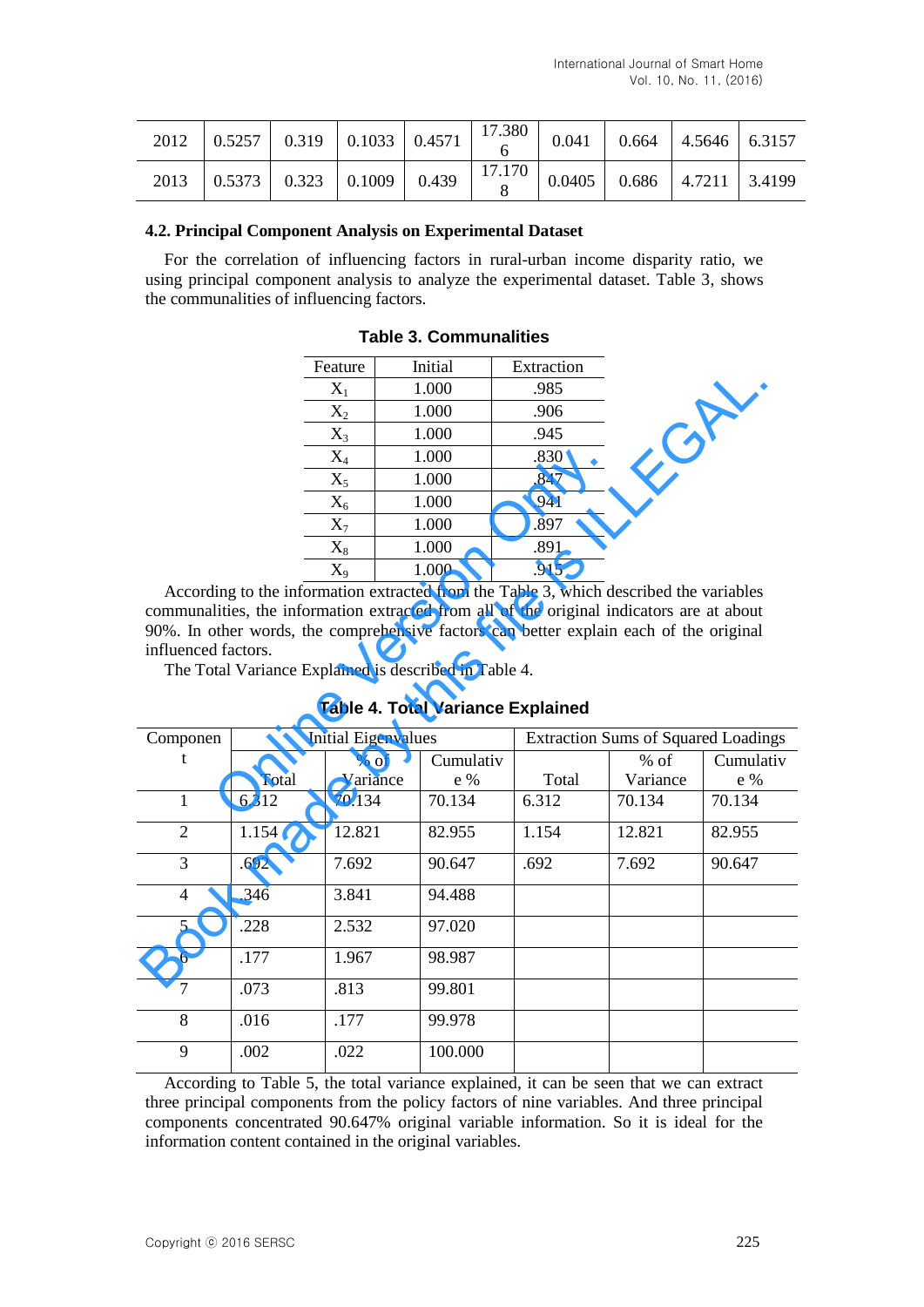| 2012 | 0.5257 | 0.319 | 0.1033 | 0.4571 | 17.3806 | 0.041 | 0.664 | 4.5646 | 6.3157 |
|---|---|---|---|---|---|---|---|---|---|
| 2013 | 0.5373 | 0.323 | 0.1009 | 0.439 | 17.1708 | 0.0405 | 0.686 | 4.7211 | 3.4199 |

### 4.2. Principal Component Analysis on Experimental Dataset

For the correlation of influencing factors in rural-urban income disparity ratio, we using principal component analysis to analyze the experimental dataset. Table 3, shows the communalities of influencing factors.

**Table 3. Communalities**

| Feature | Initial | Extraction |
|---|---|---|
| $X_1$ | 1.000 | .985 |
| $X_2$ | 1.000 | .906 |
| $X_3$ | 1.000 | .945 |
| $X_4$ | 1.000 | .830 |
| $X_5$ | 1.000 | .847 |
| $X_6$ | 1.000 | .941 |
| $X_7$ | 1.000 | .897 |
| $X_8$ | 1.000 | .891 |
| $X_9$ | 1.000 | .915 |

According to the information extracted from the Table 3, which described the variables communalities, the information extracted from all of the original indicators are at about 90%. In other words, the comprehensive factors can better explain each of the original influenced factors.

The Total Variance Explained is described in Table 4.

**Table 4. Total Variance Explained**

| Component | Initial Eigenvalues | | | Extraction Sums of Squared Loadings | | |
|---|---|---|---|---|---|---|
| | Total | % of Variance | Cumulative % | Total | % of Variance | Cumulative % |
| 1 | 6.312 | 70.134 | 70.134 | 6.312 | 70.134 | 70.134 |
| 2 | 1.154 | 12.821 | 82.955 | 1.154 | 12.821 | 82.955 |
| 3 | .692 | 7.692 | 90.647 | .692 | 7.692 | 90.647 |
| 4 | .346 | 3.841 | 94.488 | | | |
| 5 | .228 | 2.532 | 97.020 | | | |
| 6 | .177 | 1.967 | 98.987 | | | |
| 7 | .073 | .813 | 99.801 | | | |
| 8 | .016 | .177 | 99.978 | | | |
| 9 | .002 | .022 | 100.000 | | | |

According to Table 5, the total variance explained, it can be seen that we can extract three principal components from the policy factors of nine variables. And three principal components concentrated 90.647% original variable information. So it is ideal for the information content contained in the original variables.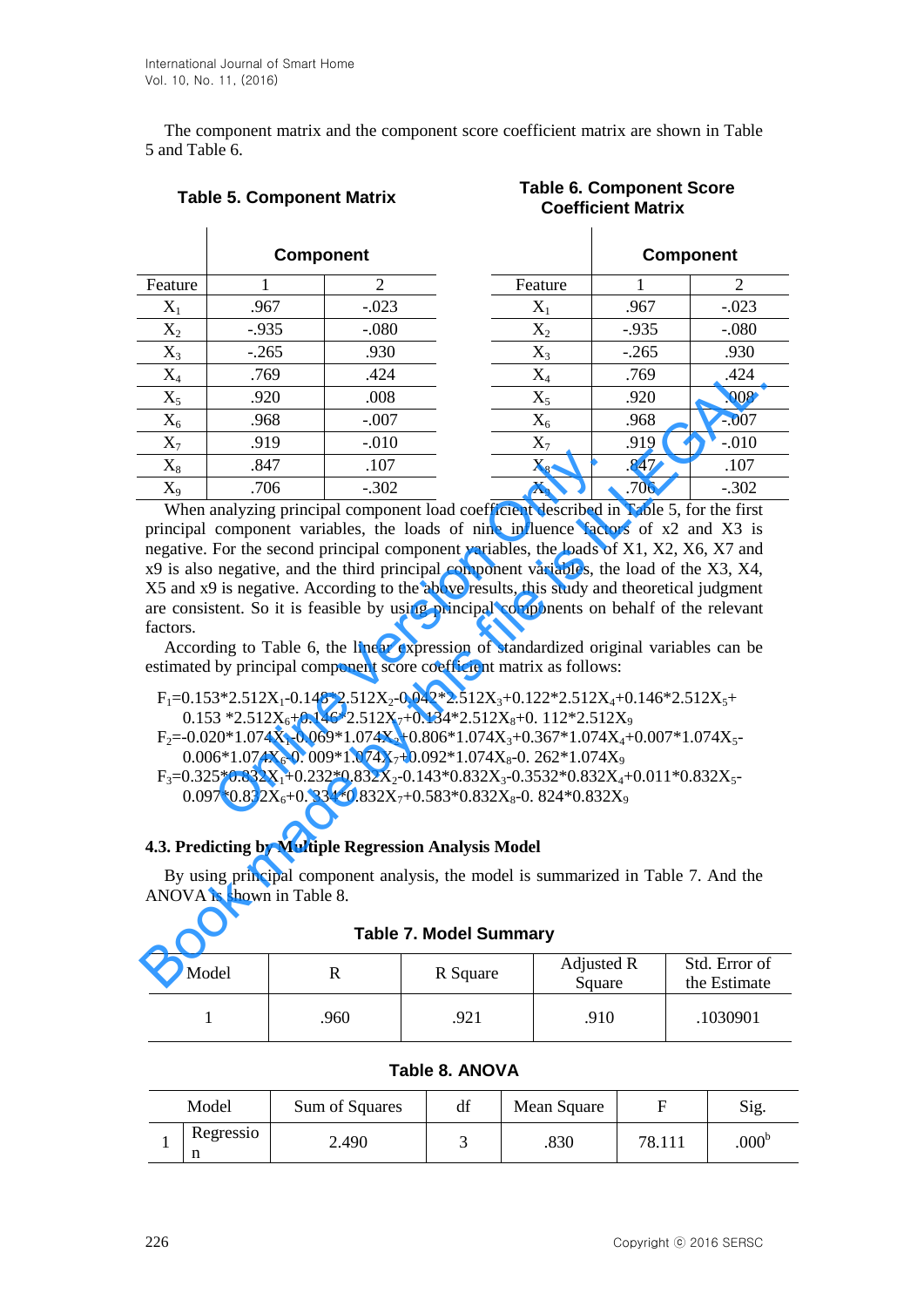The component matrix and the component score coefficient matrix are shown in Table 5 and Table 6.

**Table 5. Component Matrix**

| Feature | Component 1 | Component 2 |
|---|---|---|
| $X_1$ | .967 | -.023 |
| $X_2$ | -.935 | -.080 |
| $X_3$ | -.265 | .930 |
| $X_4$ | .769 | .424 |
| $X_5$ | .920 | .008 |
| $X_6$ | .968 | -.007 |
| $X_7$ | .919 | -.010 |
| $X_8$ | .847 | .107 |
| $X_9$ | .706 | -.302 |

**Table 6. Component Score Coefficient Matrix**

| Feature | Component 1 | Component 2 |
|---|---|---|
| $X_1$ | .967 | -.023 |
| $X_2$ | -.935 | -.080 |
| $X_3$ | -.265 | .930 |
| $X_4$ | .769 | .424 |
| $X_5$ | .920 | .008 |
| $X_6$ | .968 | -.007 |
| $X_7$ | .919 | -.010 |
| $X_8$ | .847 | .107 |
| $X_9$ | .706 | -.302 |

When analyzing principal component load coefficient described in Table 5, for the first principal component variables, the loads of nine influence factors of x2 and X3 is negative. For the second principal component variables, the loads of X1, X2, X6, X7 and x9 is also negative, and the third principal component variables, the load of the X3, X4, X5 and x9 is negative. According to the above results, this study and theoretical judgment are consistent. So it is feasible by using principal components on behalf of the relevant factors.

According to Table 6, the linear expression of standardized original variables can be estimated by principal component score coefficient matrix as follows:

$$F_1=0.153*2.512X_1-0.148*2.512X_2-0.042*2.512X_3+0.122*2.512X_4+0.146*2.512X_5+0.153*2.512X_6+0.146*2.512X_7+0.134*2.512X_8+0.112*2.512X_9$$

$$F_2=-0.020*1.074X_1-0.069*1.074X_2+0.806*1.074X_3+0.367*1.074X_4+0.007*1.074X_5-0.006*1.074X_6-0.009*1.074X_7+0.092*1.074X_8-0.262*1.074X_9$$

$$F_3=0.325*0.832X_1+0.232*0.832X_2-0.143*0.832X_3-0.3532*0.832X_4+0.011*0.832X_5-0.097*0.832X_6+0.334*0.832X_7+0.583*0.832X_8-0.824*0.832X_9$$

### 4.3. Predicting by Multiple Regression Analysis Model

By using principal component analysis, the model is summarized in Table 7. And the ANOVA is shown in Table 8.

**Table 7. Model Summary**

| Model | R | R Square | Adjusted R Square | Std. Error of the Estimate |
|---|---|---|---|---|
| 1 | .960 | .921 | .910 | .1030901 |

**Table 8. ANOVA**

| Model | | Sum of Squares | df | Mean Square | F | Sig. |
|---|---|---|---|---|---|---|
| 1 | Regression | 2.490 | 3 | .830 | 78.111 | .000[b] |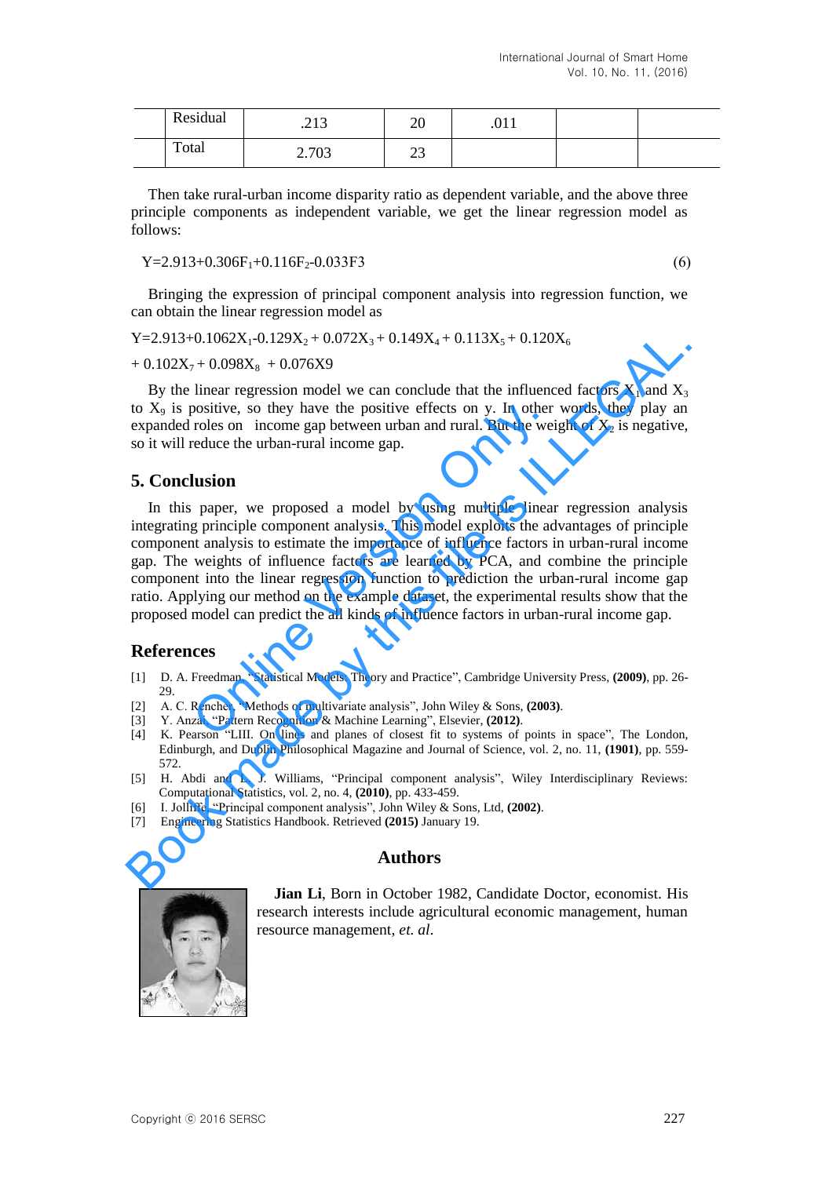| | Residual | .213 | 20 | .011 | | |
|---|---|---|---|---|---|---|
| | Total | 2.703 | 23 | | | |

Then take rural-urban income disparity ratio as dependent variable, and the above three principle components as independent variable, we get the linear regression model as follows:

$$Y=2.913+0.306F_1+0.116F_2-0.033F3 \quad (6)$$

Bringing the expression of principal component analysis into regression function, we can obtain the linear regression model as

$$Y=2.913+0.1062X_1-0.129X_2+0.072X_3+0.149X_4+0.113X_5+0.120X_6$$

$$+0.102X_7+0.098X_8+0.076X9$$

By the linear regression model we can conclude that the influenced factors $X_1$ and $X_3$ to $X_9$ is positive, so they have the positive effects on y. In other words, they play an expanded roles on income gap between urban and rural. But the weight of $X_2$ is negative, so it will reduce the urban-rural income gap.

## 5. Conclusion

In this paper, we proposed a model by using multiple linear regression analysis integrating principle component analysis. This model exploits the advantages of principle component analysis to estimate the importance of influence factors in urban-rural income gap. The weights of influence factors are learned by PCA, and combine the principle component into the linear regression function to prediction the urban-rural income gap ratio. Applying our method on the example dataset, the experimental results show that the proposed model can predict the all kinds of influence factors in urban-rural income gap.

## References

[1] D. A. Freedman, "Statistical Models: Theory and Practice", Cambridge University Press, **(2009)**, pp. 26-29.

[2] A. C. Rencher, "Methods of multivariate analysis", John Wiley & Sons, **(2003)**.

[3] Y. Anzai, "Pattern Recognition & Machine Learning", Elsevier, **(2012)**.

[4] K. Pearson "LIII. On lines and planes of closest fit to systems of points in space", The London, Edinburgh, and Dublin Philosophical Magazine and Journal of Science, vol. 2, no. 11, **(1901)**, pp. 559-572.

[5] H. Abdi and L. J. Williams, "Principal component analysis", Wiley Interdisciplinary Reviews: Computational Statistics, vol. 2, no. 4, **(2010)**, pp. 433-459.

[6] I. Jolliffe, "Principal component analysis", John Wiley & Sons, Ltd, **(2002)**.

[7] Engineering Statistics Handbook. Retrieved **(2015)** January 19.

## Authors

**Jian Li**, Born in October 1982, Candidate Doctor, economist. His research interests include agricultural economic management, human resource management, *et. al*.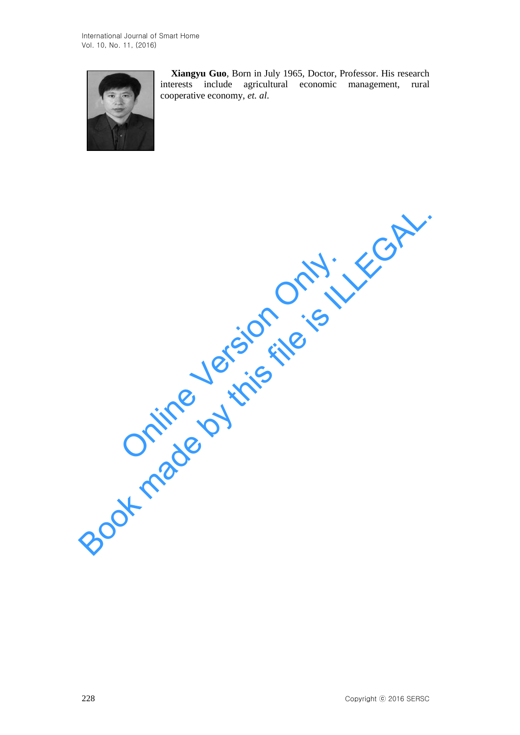**Xiangyu Guo**, Born in July 1965, Doctor, Professor. His research interests include agricultural economic management, rural cooperative economy, *et. al*.